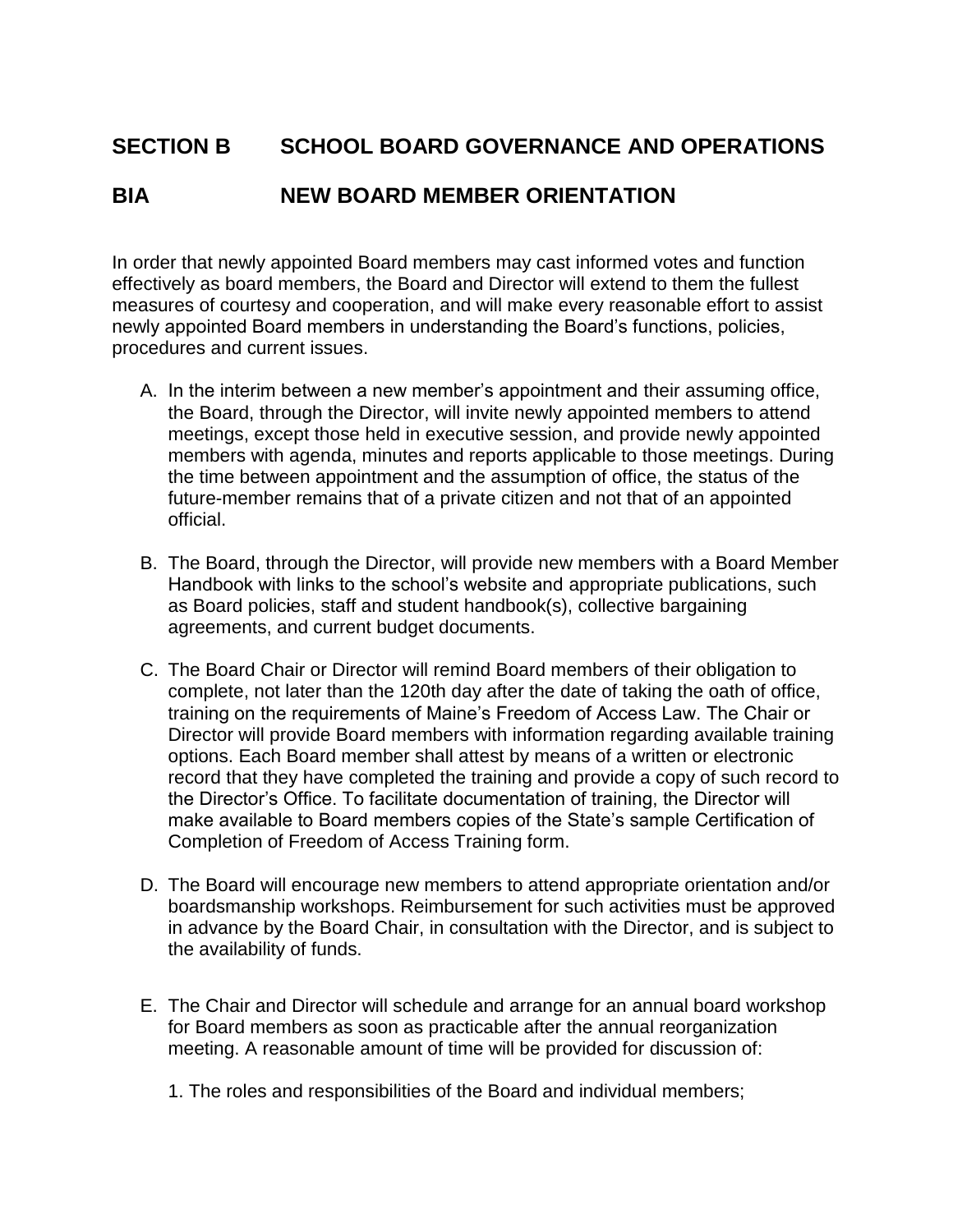## SECTION B SCHOOL BOARD GOVERNANCE AND OPERATIONS

## BIA NEW BOARD MEMBER ORIENTATION

In order that newly appointed Board members may cast informed votes and function effectively as board members, the Board and Director will extend to them the fullest measures of courtesy and cooperation, and will make every reasonable effort to assist newly appointed Board members in understanding the Board's functions, policies, procedures and current issues.

A. In the interim between a new member's appointment and their assuming office, the Board, through the Director, will invite newly appointed members to attend meetings, except those held in executive session, and provide newly appointed members with agenda, minutes and reports applicable to those meetings. During the time between appointment and the assumption of office, the status of the future-member remains that of a private citizen and not that of an appointed official.

B. The Board, through the Director, will provide new members with a Board Member Handbook with links to the school's website and appropriate publications, such as Board policies, staff and student handbook(s), collective bargaining agreements, and current budget documents.

C. The Board Chair or Director will remind Board members of their obligation to complete, not later than the 120th day after the date of taking the oath of office, training on the requirements of Maine's Freedom of Access Law. The Chair or Director will provide Board members with information regarding available training options. Each Board member shall attest by means of a written or electronic record that they have completed the training and provide a copy of such record to the Director's Office. To facilitate documentation of training, the Director will make available to Board members copies of the State's sample Certification of Completion of Freedom of Access Training form.

D. The Board will encourage new members to attend appropriate orientation and/or boardsmanship workshops. Reimbursement for such activities must be approved in advance by the Board Chair, in consultation with the Director, and is subject to the availability of funds.

E. The Chair and Director will schedule and arrange for an annual board workshop for Board members as soon as practicable after the annual reorganization meeting. A reasonable amount of time will be provided for discussion of:

   1. The roles and responsibilities of the Board and individual members;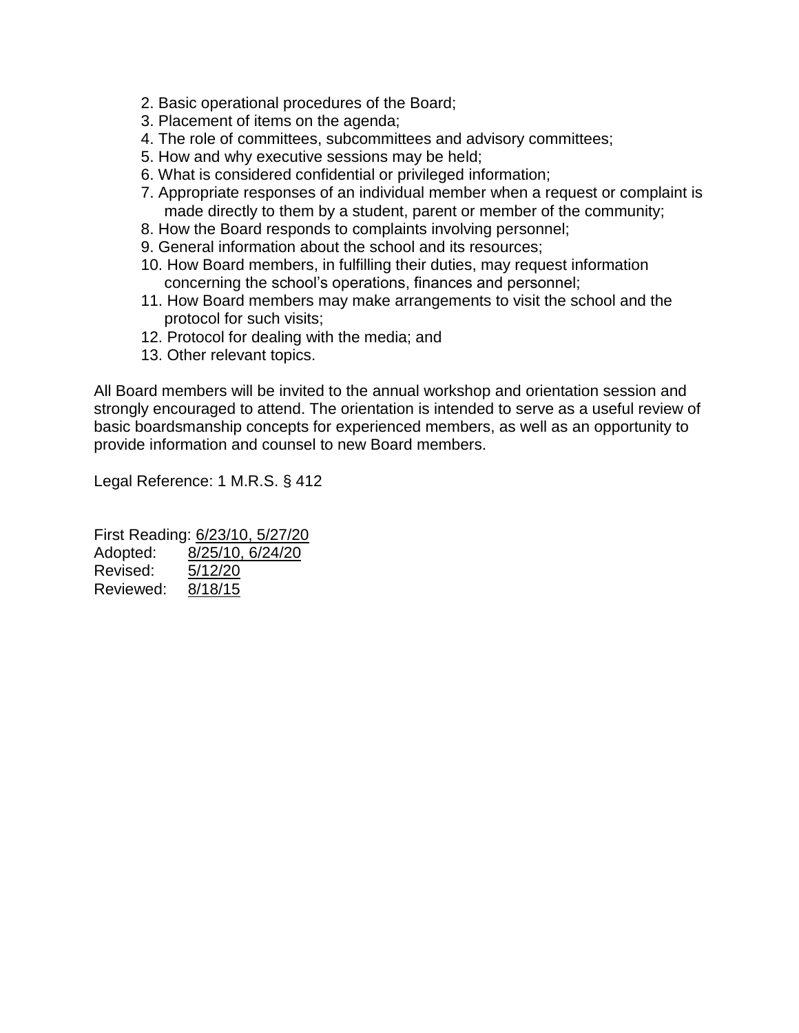2. Basic operational procedures of the Board;
3. Placement of items on the agenda;
4. The role of committees, subcommittees and advisory committees;
5. How and why executive sessions may be held;
6. What is considered confidential or privileged information;
7. Appropriate responses of an individual member when a request or complaint is made directly to them by a student, parent or member of the community;
8. How the Board responds to complaints involving personnel;
9. General information about the school and its resources;
10. How Board members, in fulfilling their duties, may request information concerning the school's operations, finances and personnel;
11. How Board members may make arrangements to visit the school and the protocol for such visits;
12. Protocol for dealing with the media; and
13. Other relevant topics.

All Board members will be invited to the annual workshop and orientation session and strongly encouraged to attend. The orientation is intended to serve as a useful review of basic boardsmanship concepts for experienced members, as well as an opportunity to provide information and counsel to new Board members.

Legal Reference: 1 M.R.S. § 412

First Reading: 6/23/10, 5/27/20
Adopted: 8/25/10, 6/24/20
Revised: 5/12/20
Reviewed: 8/18/15